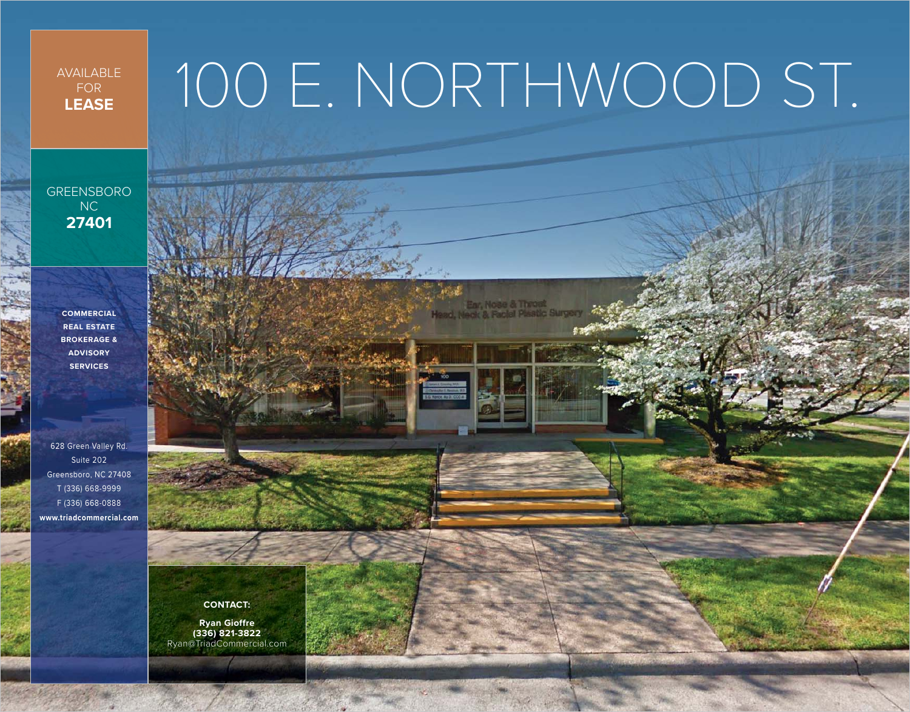AVAILABLE FOR **LEASE**

# 100 E. NORTHWOOD ST.

GREENSBORO NC **27401**

**COMMERCIAL REAL ESTATE BROKERAGE & ADVISORY SERVICES**

628 Green Valley Rd.
Suite 202
Greensboro, NC 27408
T (336) 668-9999
F (336) 668-0888
**www.triadcommercial.com**

**CONTACT:**

**Ryan Gioffre**
**(336) 821-3822**
Ryan@TriadCommercial.com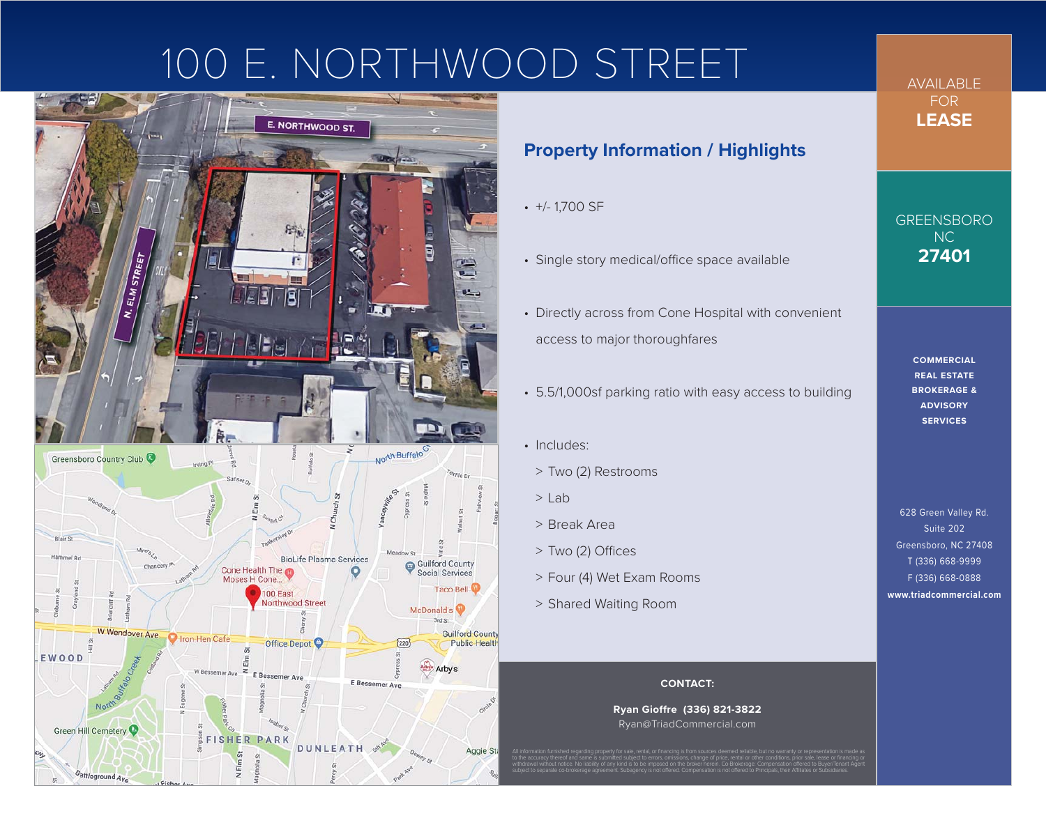# 100 E. NORTHWOOD STREET

AVAILABLE FOR **LEASE**

GREENSBORO NC **27401**

## Property Information / Highlights

- +/- 1,700 SF
- Single story medical/office space available
- Directly across from Cone Hospital with convenient access to major thoroughfares
- 5.5/1,000sf parking ratio with easy access to building
- Includes:
  - > Two (2) Restrooms
  - > Lab
  - > Break Area
  - > Two (2) Offices
  - > Four (4) Wet Exam Rooms
  - > Shared Waiting Room

**CONTACT:**

**Ryan Gioffre (336) 821-3822**
Ryan@TriadCommercial.com

All information furnished regarding property for sale, rental, or financing is from sources deemed reliable, but no warranty or representation is made as to the accuracy thereof and same is submitted subject to errors, omissions, change of price, rental or other conditions, prior sale, lease or financing or withdrawal without notice. No liability of any kind is to be imposed on the broker herein. Co-Brokerage: Compensation offered to Buyer/Tenant Agent subject to separate co-brokerage agreement. Subagency is not offered. Compensation is not offered to Principals, their Affiliates or Subsidiaries.

**COMMERCIAL REAL ESTATE BROKERAGE & ADVISORY SERVICES**

628 Green Valley Rd.
Suite 202
Greensboro, NC 27408
T (336) 668-9999
F (336) 668-0888
**www.triadcommercial.com**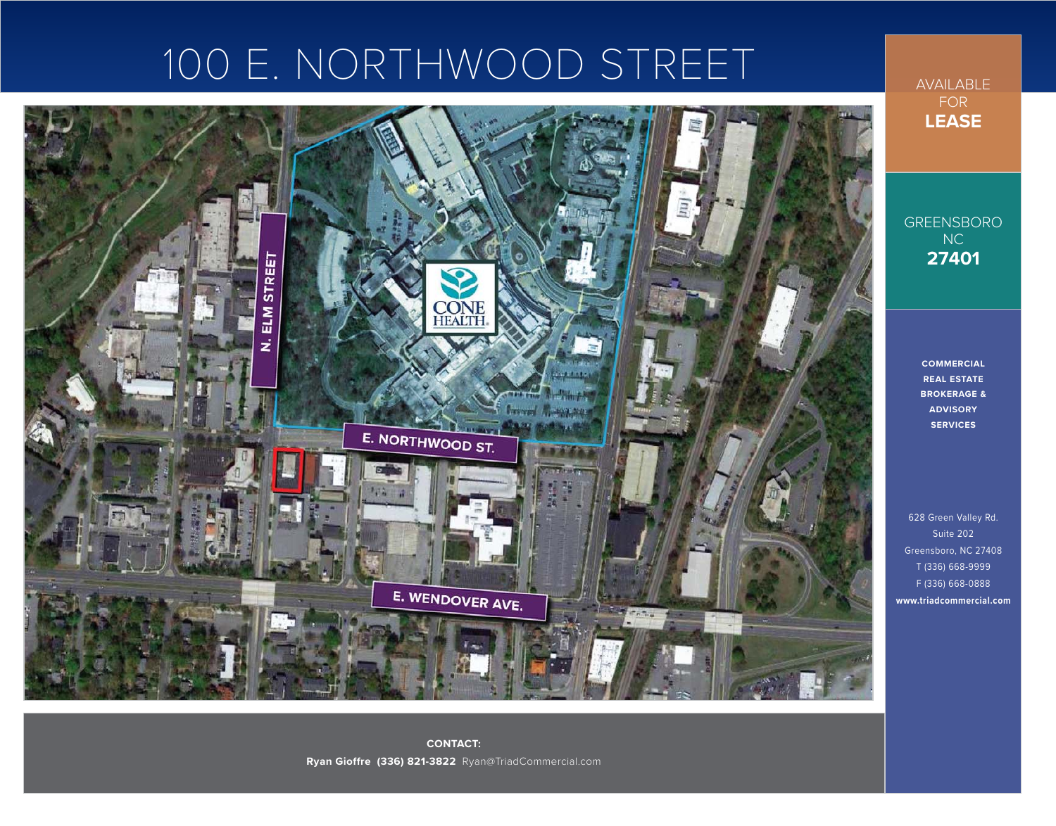# 100 E. NORTHWOOD STREET

AVAILABLE FOR **LEASE**

GREENSBORO NC **27401**

N. ELM STREET

CONE HEALTH

E. NORTHWOOD ST.

E. WENDOVER AVE.

**COMMERCIAL REAL ESTATE BROKERAGE & ADVISORY SERVICES**

628 Green Valley Rd.
Suite 202
Greensboro, NC 27408
T (336) 668-9999
F (336) 668-0888
**www.triadcommercial.com**

**CONTACT:**
**Ryan Gioffre (336) 821-3822** Ryan@TriadCommercial.com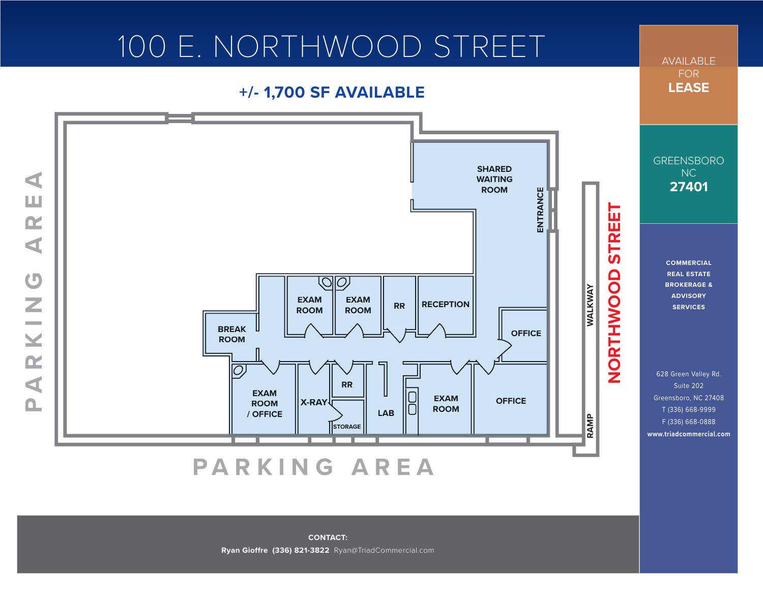# 100 E. NORTHWOOD STREET

## +/- 1,700 SF AVAILABLE

SHARED WAITING ROOM

ENTRANCE

EXAM ROOM

EXAM ROOM

RR

RECEPTION

BREAK ROOM

OFFICE

EXAM ROOM / OFFICE

X-RAY

RR

STORAGE

LAB

EXAM ROOM

OFFICE

WALKWAY

RAMP

NORTHWOOD STREET

PARKING AREA

PARKING AREA

AVAILABLE FOR **LEASE**

GREENSBORO NC **27401**

**COMMERCIAL REAL ESTATE BROKERAGE & ADVISORY SERVICES**

628 Green Valley Rd.
Suite 202
Greensboro, NC 27408
T (336) 668-9999
F (336) 668-0888
**www.triadcommercial.com**

**CONTACT:**
**Ryan Gioffre (336) 821-3822** Ryan@TriadCommercial.com